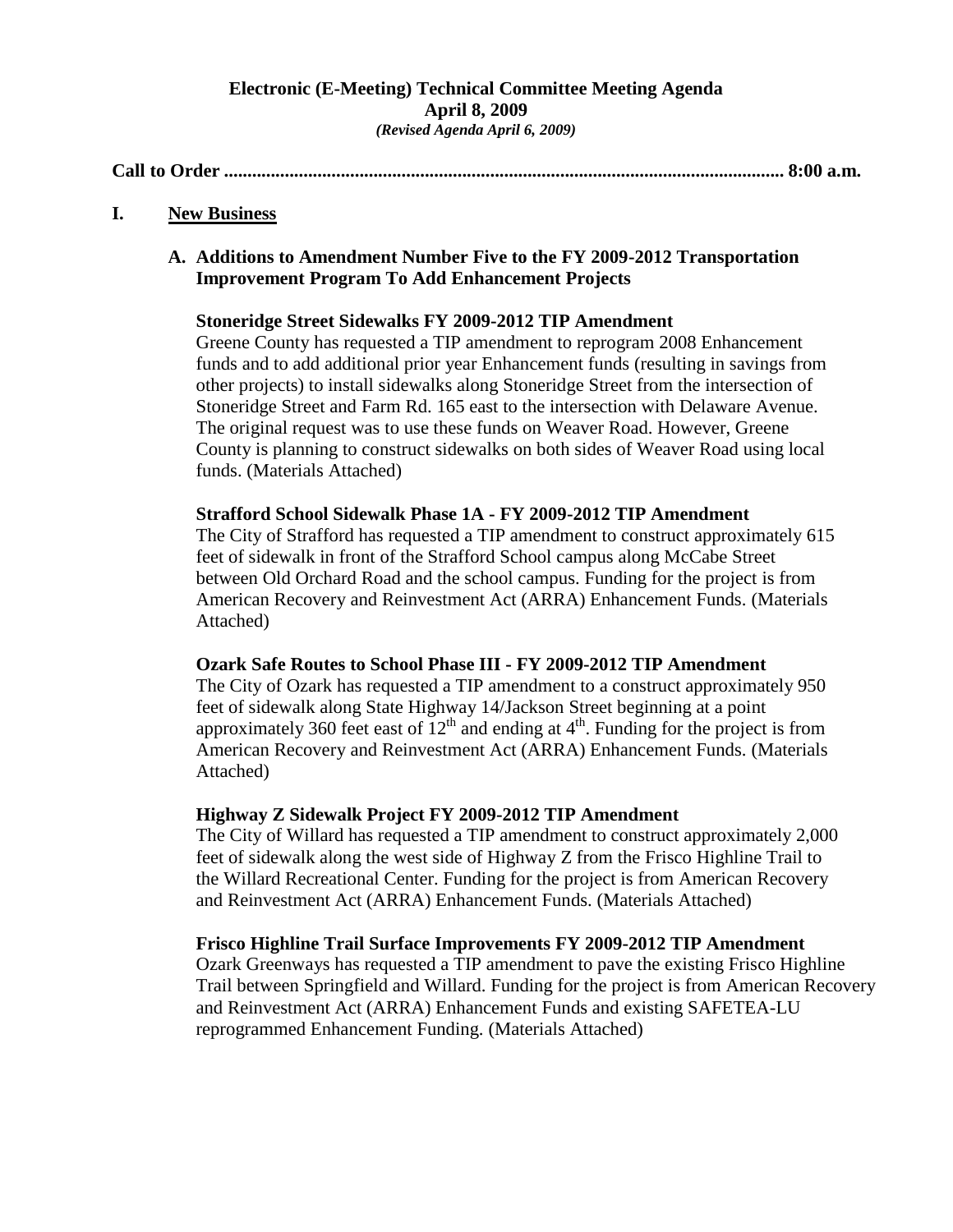**Electronic (E-Meeting) Technical Committee Meeting Agenda**
**April 8, 2009**
***(Revised Agenda April 6, 2009)***

**Call to Order ...................................................................................................................... 8:00 a.m.**

## I. New Business

### A. Additions to Amendment Number Five to the FY 2009-2012 Transportation Improvement Program To Add Enhancement Projects

**Stoneridge Street Sidewalks FY 2009-2012 TIP Amendment**

Greene County has requested a TIP amendment to reprogram 2008 Enhancement funds and to add additional prior year Enhancement funds (resulting in savings from other projects) to install sidewalks along Stoneridge Street from the intersection of Stoneridge Street and Farm Rd. 165 east to the intersection with Delaware Avenue. The original request was to use these funds on Weaver Road. However, Greene County is planning to construct sidewalks on both sides of Weaver Road using local funds. (Materials Attached)

**Strafford School Sidewalk Phase 1A - FY 2009-2012 TIP Amendment**

The City of Strafford has requested a TIP amendment to construct approximately 615 feet of sidewalk in front of the Strafford School campus along McCabe Street between Old Orchard Road and the school campus. Funding for the project is from American Recovery and Reinvestment Act (ARRA) Enhancement Funds. (Materials Attached)

**Ozark Safe Routes to School Phase III - FY 2009-2012 TIP Amendment**

The City of Ozark has requested a TIP amendment to a construct approximately 950 feet of sidewalk along State Highway 14/Jackson Street beginning at a point approximately 360 feet east of 12th and ending at 4th. Funding for the project is from American Recovery and Reinvestment Act (ARRA) Enhancement Funds. (Materials Attached)

**Highway Z Sidewalk Project FY 2009-2012 TIP Amendment**

The City of Willard has requested a TIP amendment to construct approximately 2,000 feet of sidewalk along the west side of Highway Z from the Frisco Highline Trail to the Willard Recreational Center. Funding for the project is from American Recovery and Reinvestment Act (ARRA) Enhancement Funds. (Materials Attached)

**Frisco Highline Trail Surface Improvements FY 2009-2012 TIP Amendment**

Ozark Greenways has requested a TIP amendment to pave the existing Frisco Highline Trail between Springfield and Willard. Funding for the project is from American Recovery and Reinvestment Act (ARRA) Enhancement Funds and existing SAFETEA-LU reprogrammed Enhancement Funding. (Materials Attached)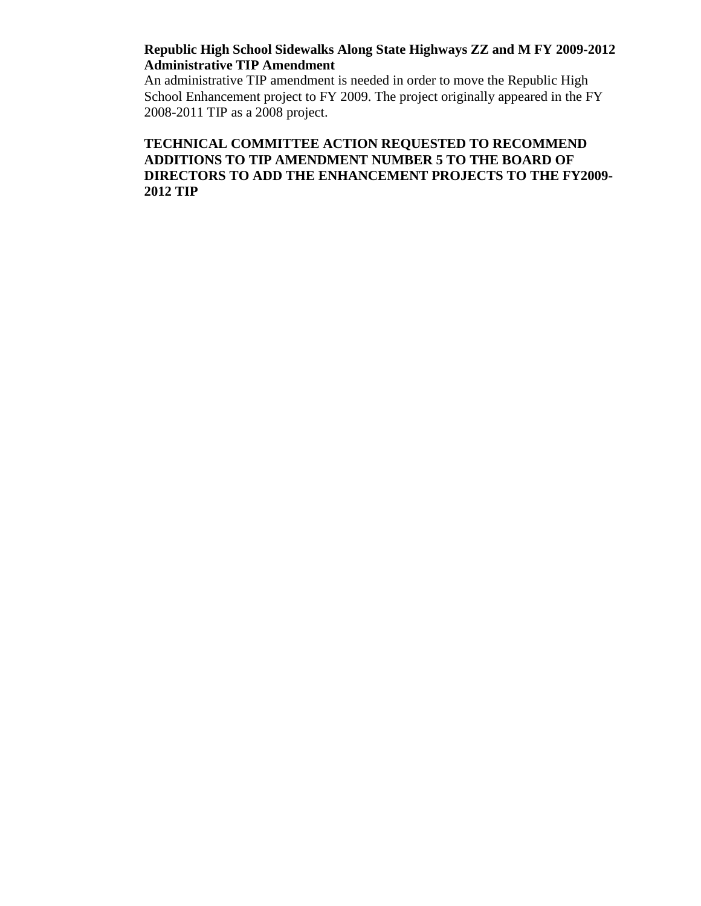**Republic High School Sidewalks Along State Highways ZZ and M FY 2009-2012 Administrative TIP Amendment**

An administrative TIP amendment is needed in order to move the Republic High School Enhancement project to FY 2009. The project originally appeared in the FY 2008-2011 TIP as a 2008 project.

**TECHNICAL COMMITTEE ACTION REQUESTED TO RECOMMEND ADDITIONS TO TIP AMENDMENT NUMBER 5 TO THE BOARD OF DIRECTORS TO ADD THE ENHANCEMENT PROJECTS TO THE FY2009-2012 TIP**